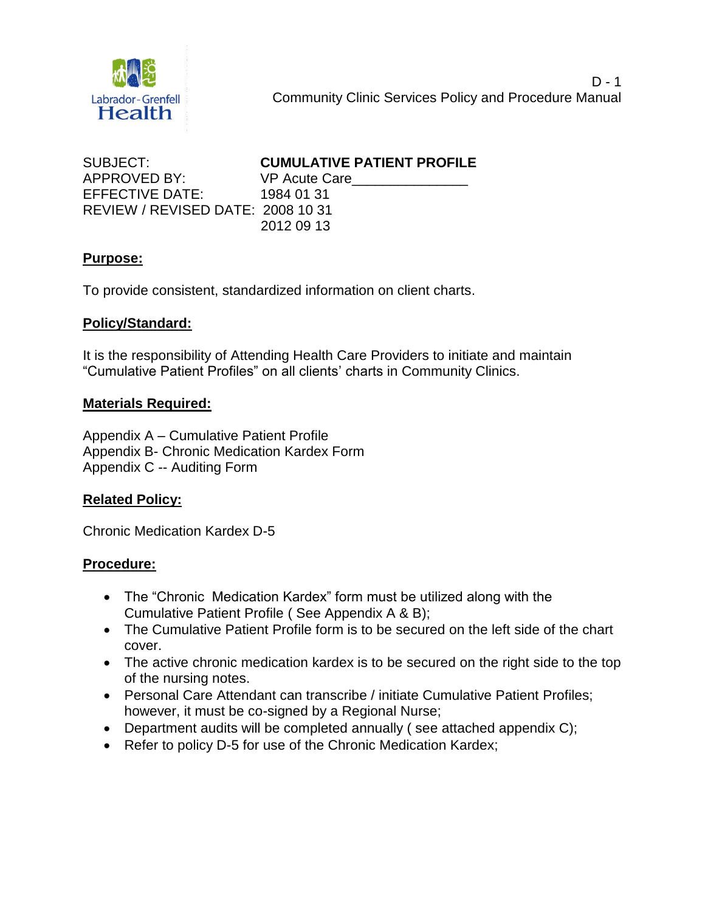Community Clinic Services Policy and Procedure Manual

| | |
|---|---|
| SUBJECT: | **CUMULATIVE PATIENT PROFILE** |
| APPROVED BY: | VP Acute Care_______________ |
| EFFECTIVE DATE: | 1984 01 31 |
| REVIEW / REVISED DATE: | 2008 10 31 |
| | 2012 09 13 |

## Purpose:

To provide consistent, standardized information on client charts.

## Policy/Standard:

It is the responsibility of Attending Health Care Providers to initiate and maintain "Cumulative Patient Profiles" on all clients' charts in Community Clinics.

## Materials Required:

Appendix A – Cumulative Patient Profile
Appendix B- Chronic Medication Kardex Form
Appendix C -- Auditing Form

## Related Policy:

Chronic Medication Kardex D-5

## Procedure:

- The "Chronic Medication Kardex" form must be utilized along with the Cumulative Patient Profile ( See Appendix A & B);
- The Cumulative Patient Profile form is to be secured on the left side of the chart cover.
- The active chronic medication kardex is to be secured on the right side to the top of the nursing notes.
- Personal Care Attendant can transcribe / initiate Cumulative Patient Profiles; however, it must be co-signed by a Regional Nurse;
- Department audits will be completed annually ( see attached appendix C);
- Refer to policy D-5 for use of the Chronic Medication Kardex;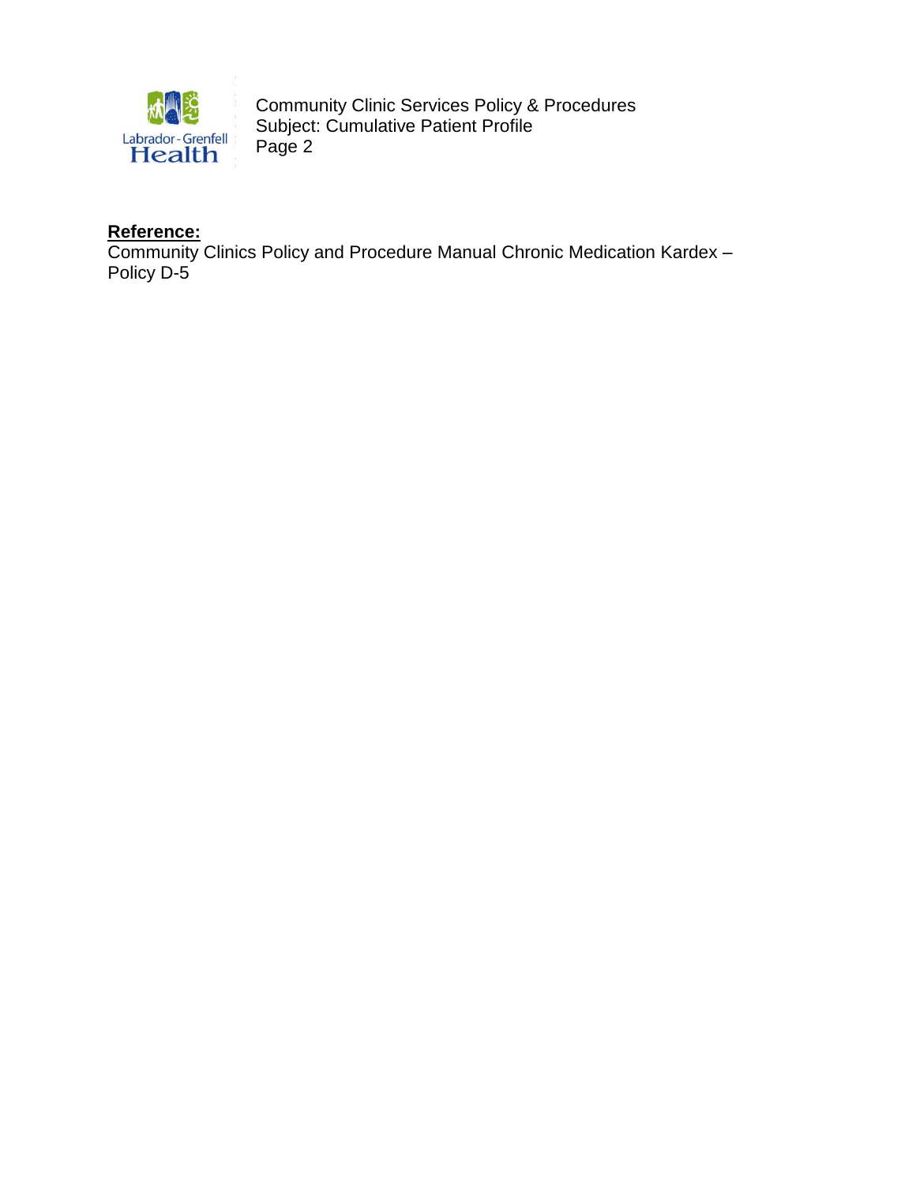**Reference:**

Community Clinics Policy and Procedure Manual Chronic Medication Kardex – Policy D-5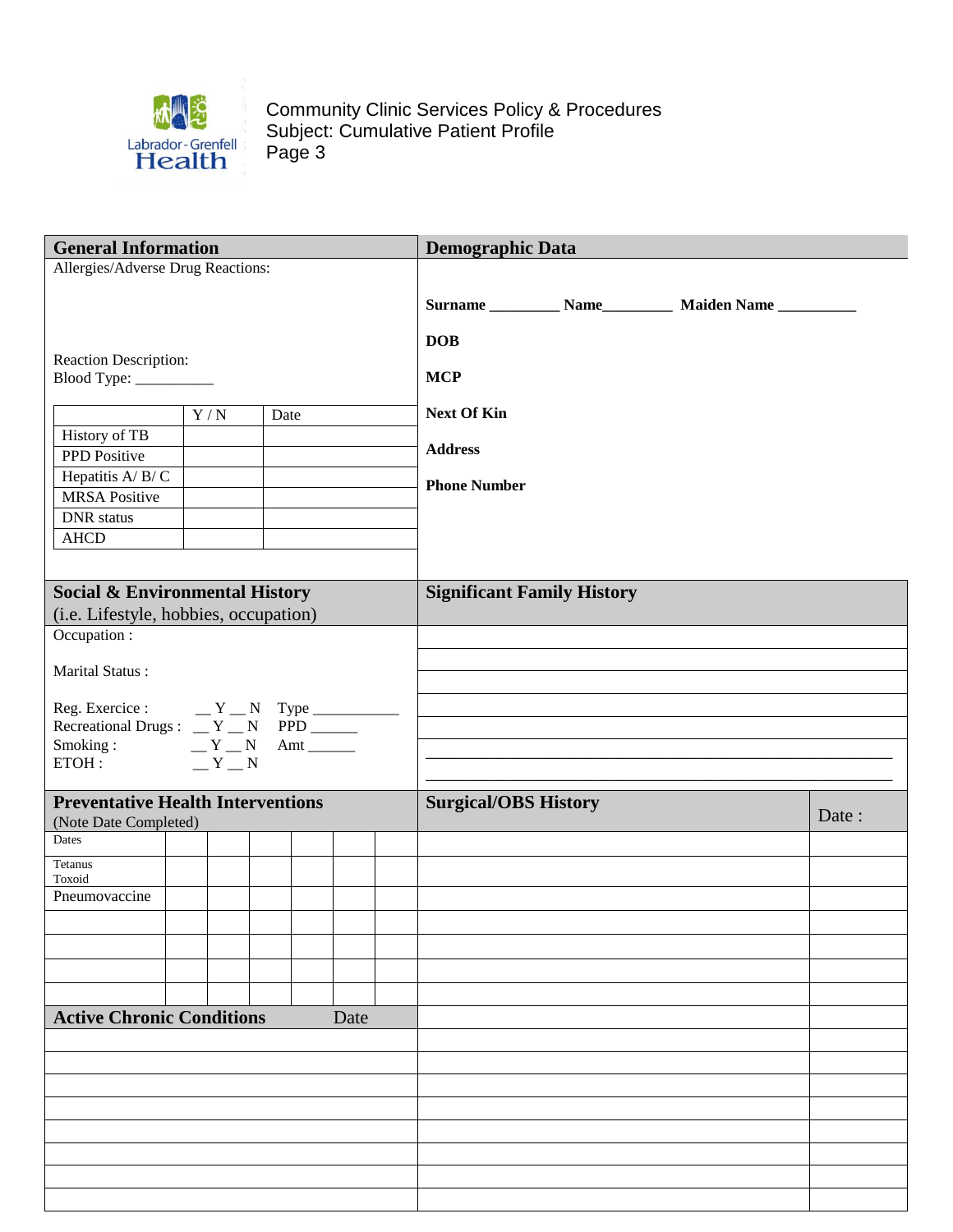## General Information

Allergies/Adverse Drug Reactions:

Reaction Description:

Blood Type: __________

| | Y / N | Date |
|---|---|---|
| History of TB | | |
| PPD Positive | | |
| Hepatitis A/ B/ C | | |
| MRSA Positive | | |
| DNR status | | |
| AHCD | | |

## Demographic Data

**Surname** _________ **Name**_________ **Maiden Name** __________

**DOB**

**MCP**

**Next Of Kin**

**Address**

**Phone Number**

## Social & Environmental History

(i.e. Lifestyle, hobbies, occupation)

Occupation :

Marital Status :

Reg. Exercice : __ Y __ N Type ___________

Recreational Drugs : __ Y __ N PPD ______

Smoking : __ Y __ N Amt ______

ETOH : __ Y __ N

## Significant Family History

_____________________________________________

_____________________________________________

## Preventative Health Interventions

(Note Date Completed)

| Dates | | | | | | |
|---|---|---|---|---|---|---|
| Tetanus Toxoid | | | | | | |
| Pneumovaccine | | | | | | |
| | | | | | | |
| | | | | | | |
| | | | | | | |
| | | | | | | |

## Surgical/OBS History

| Surgical/OBS History | Date : |
|---|---|
| | |
| | |
| | |
| | |
| | |
| | |
| | |
| | |
| | |
| | |
| | |
| | |
| | |
| | |
| | |
| | |

## Active Chronic Conditions

| Active Chronic Conditions | Date |
|---|---|
| | |
| | |
| | |
| | |
| | |
| | |
| | |
| | |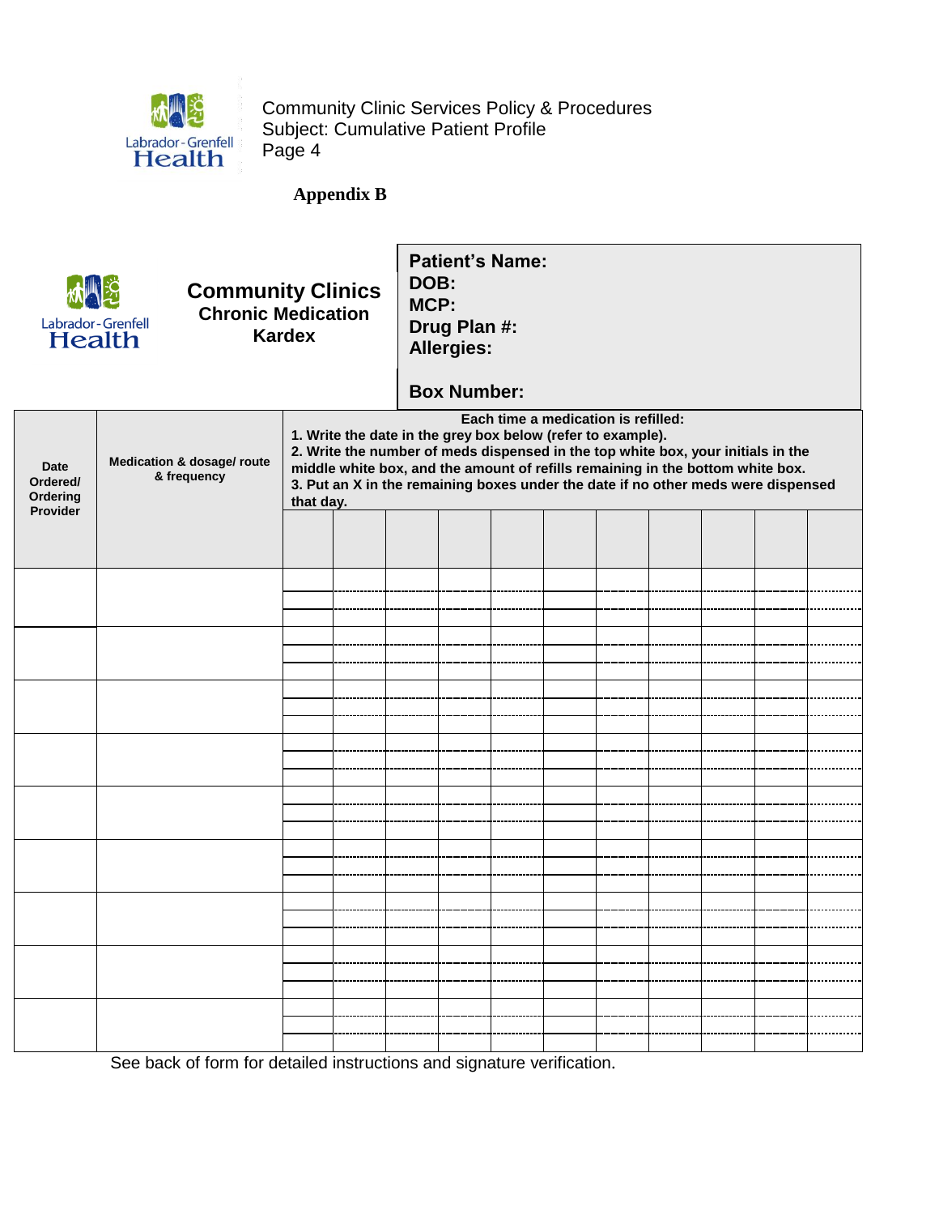## Appendix B

**Community Clinics**
**Chronic Medication Kardex**

**Patient's Name:**
**DOB:**
**MCP:**
**Drug Plan #:**
**Allergies:**

**Box Number:**

| Date Ordered/ Ordering Provider | Medication & dosage/ route & frequency | **Each time a medication is refilled:** 1. Write the date in the grey box below (refer to example). 2. Write the number of meds dispensed in the top white box, your initials in the middle white box, and the amount of refills remaining in the bottom white box. 3. Put an X in the remaining boxes under the date if no other meds were dispensed that day. | | | | | | | | | | |
|---|---|---|---|---|---|---|---|---|---|---|---|---|
| | | | | | | | | | | | | |
| | | | | | | | | | | | | |
| | | | | | | | | | | | | |
| | | | | | | | | | | | | |
| | | | | | | | | | | | | |
| | | | | | | | | | | | | |
| | | | | | | | | | | | | |
| | | | | | | | | | | | | |
| | | | | | | | | | | | | |
| | | | | | | | | | | | | |

See back of form for detailed instructions and signature verification.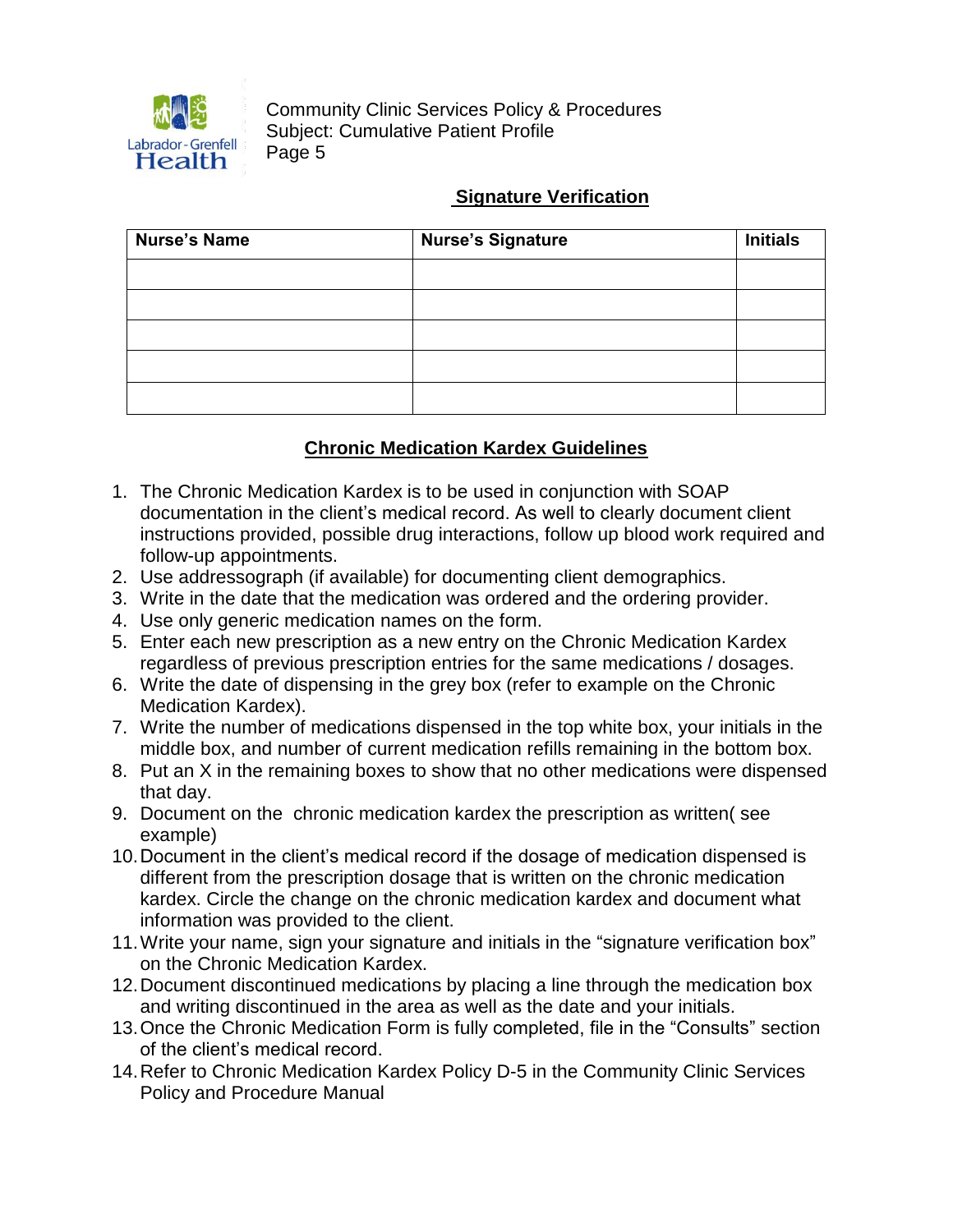## Signature Verification

| Nurse's Name | Nurse's Signature | Initials |
|---|---|---|
| | | |
| | | |
| | | |
| | | |
| | | |

## Chronic Medication Kardex Guidelines

1. The Chronic Medication Kardex is to be used in conjunction with SOAP documentation in the client's medical record. As well to clearly document client instructions provided, possible drug interactions, follow up blood work required and follow-up appointments.
2. Use addressograph (if available) for documenting client demographics.
3. Write in the date that the medication was ordered and the ordering provider.
4. Use only generic medication names on the form.
5. Enter each new prescription as a new entry on the Chronic Medication Kardex regardless of previous prescription entries for the same medications / dosages.
6. Write the date of dispensing in the grey box (refer to example on the Chronic Medication Kardex).
7. Write the number of medications dispensed in the top white box, your initials in the middle box, and number of current medication refills remaining in the bottom box.
8. Put an X in the remaining boxes to show that no other medications were dispensed that day.
9. Document on the chronic medication kardex the prescription as written( see example)
10. Document in the client's medical record if the dosage of medication dispensed is different from the prescription dosage that is written on the chronic medication kardex. Circle the change on the chronic medication kardex and document what information was provided to the client.
11. Write your name, sign your signature and initials in the "signature verification box" on the Chronic Medication Kardex.
12. Document discontinued medications by placing a line through the medication box and writing discontinued in the area as well as the date and your initials.
13. Once the Chronic Medication Form is fully completed, file in the "Consults" section of the client's medical record.
14. Refer to Chronic Medication Kardex Policy D-5 in the Community Clinic Services Policy and Procedure Manual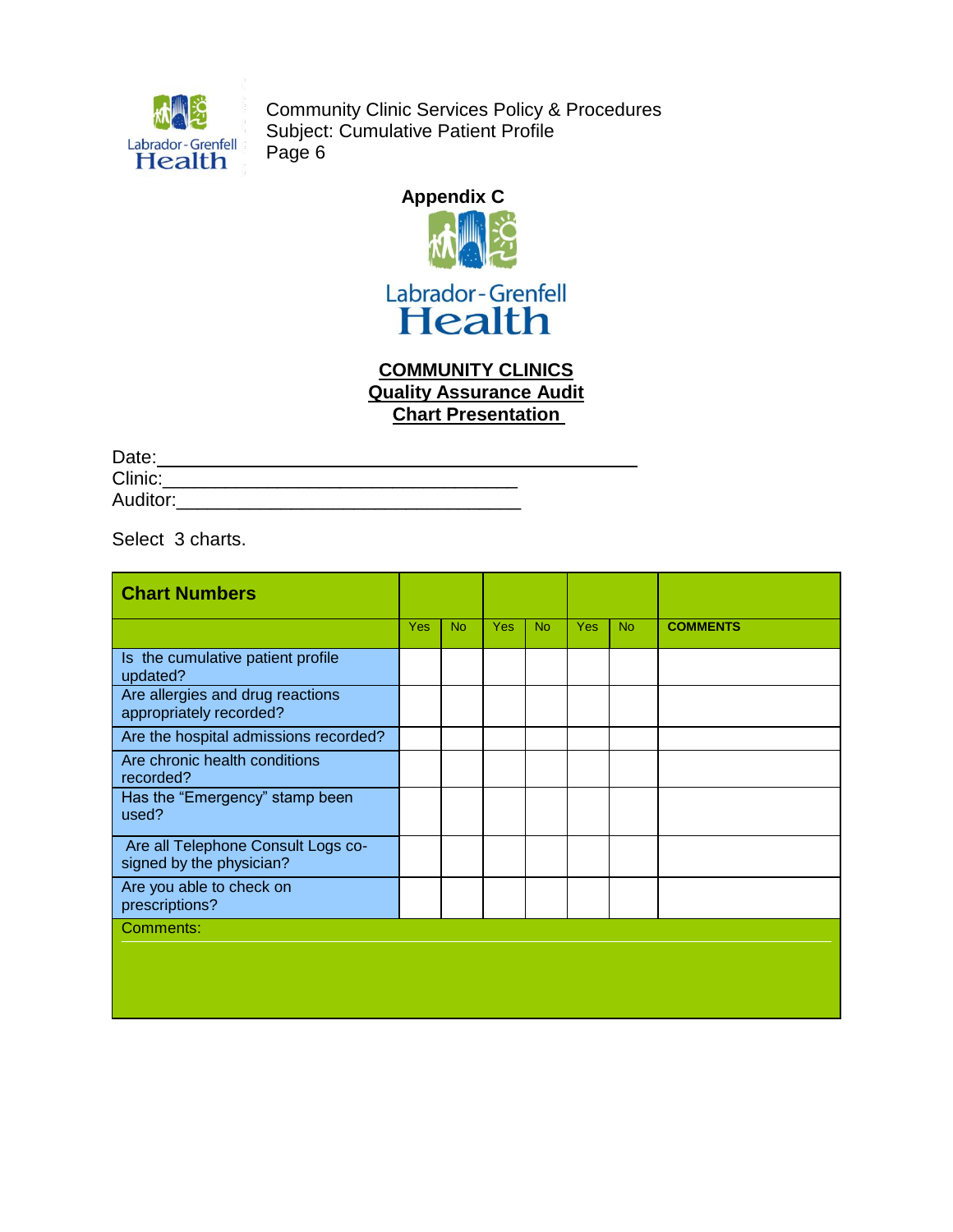## Appendix C

Labrador-Grenfell Health

**COMMUNITY CLINICS**
**Quality Assurance Audit**
**Chart Presentation**

Date:______________________________________________

Clinic:____________________________________

Auditor:__________________________________

Select 3 charts.

| **Chart Numbers** | | | | | | | |
|---|---|---|---|---|---|---|---|
| | Yes | No | Yes | No | Yes | No | **COMMENTS** |
| Is the cumulative patient profile updated? | | | | | | | |
| Are allergies and drug reactions appropriately recorded? | | | | | | | |
| Are the hospital admissions recorded? | | | | | | | |
| Are chronic health conditions recorded? | | | | | | | |
| Has the "Emergency" stamp been used? | | | | | | | |
| Are all Telephone Consult Logs co-signed by the physician? | | | | | | | |
| Are you able to check on prescriptions? | | | | | | | |
| Comments: | | | | | | | |